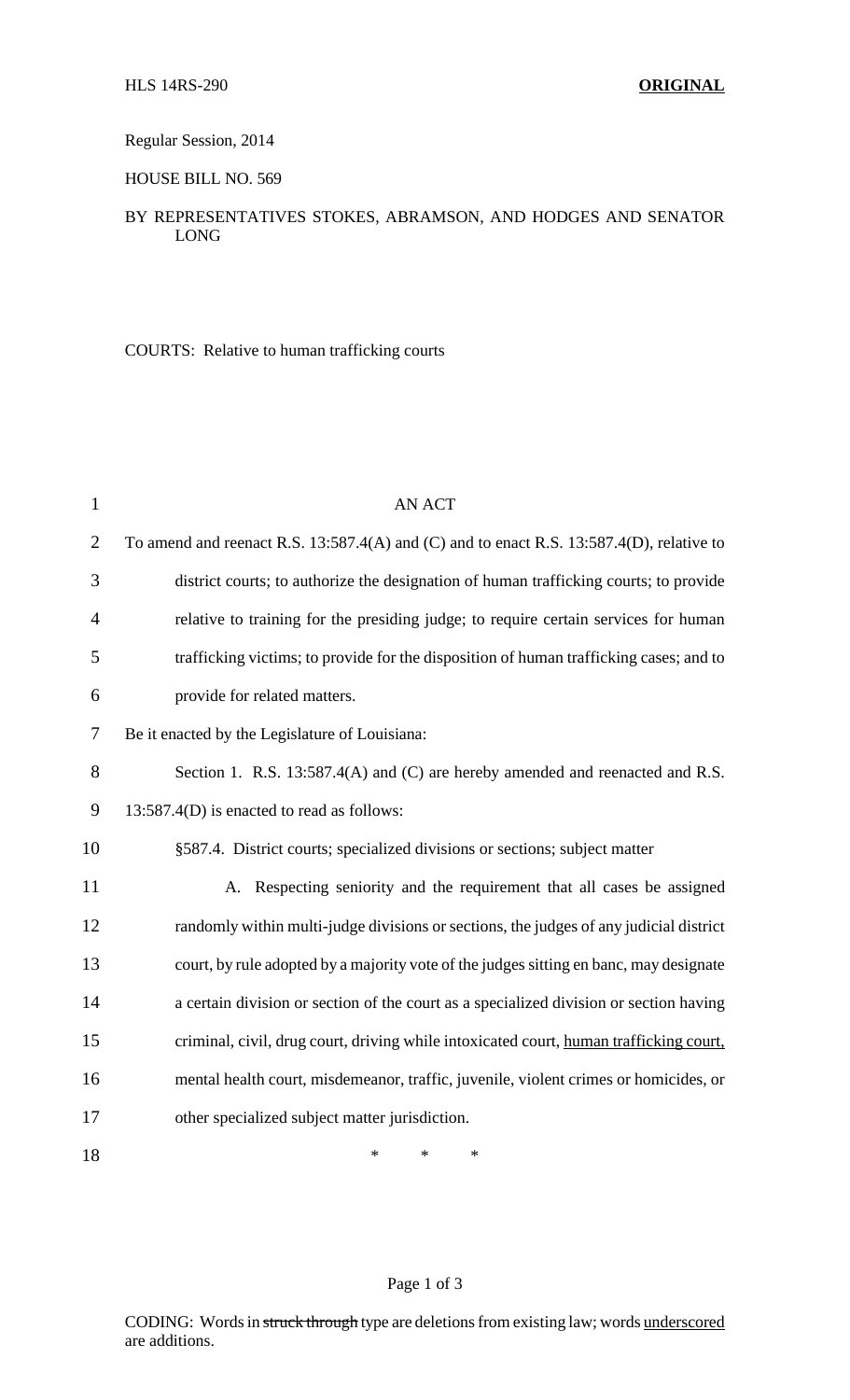HLS 14RS-290 **ORIGINAL**

Regular Session, 2014

HOUSE BILL NO. 569

BY REPRESENTATIVES STOKES, ABRAMSON, AND HODGES AND SENATOR LONG

COURTS: Relative to human trafficking courts

AN ACT

To amend and reenact R.S. 13:587.4(A) and (C) and to enact R.S. 13:587.4(D), relative to district courts; to authorize the designation of human trafficking courts; to provide relative to training for the presiding judge; to require certain services for human trafficking victims; to provide for the disposition of human trafficking cases; and to provide for related matters.

Be it enacted by the Legislature of Louisiana:

Section 1. R.S. 13:587.4(A) and (C) are hereby amended and reenacted and R.S. 13:587.4(D) is enacted to read as follows:

§587.4. District courts; specialized divisions or sections; subject matter

A. Respecting seniority and the requirement that all cases be assigned randomly within multi-judge divisions or sections, the judges of any judicial district court, by rule adopted by a majority vote of the judges sitting en banc, may designate a certain division or section of the court as a specialized division or section having criminal, civil, drug court, driving while intoxicated court, <u>human trafficking court,</u> mental health court, misdemeanor, traffic, juvenile, violent crimes or homicides, or other specialized subject matter jurisdiction.

\* \* \*

CODING: Words in ~~struck through~~ type are deletions from existing law; words <u>underscored</u> are additions.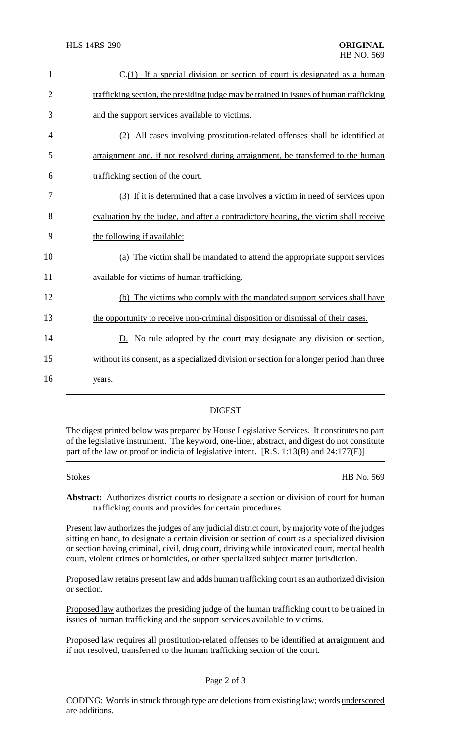C.(1) If a special division or section of court is designated as a human trafficking section, the presiding judge may be trained in issues of human trafficking and the support services available to victims.

(2) All cases involving prostitution-related offenses shall be identified at arraignment and, if not resolved during arraignment, be transferred to the human trafficking section of the court.

(3) If it is determined that a case involves a victim in need of services upon evaluation by the judge, and after a contradictory hearing, the victim shall receive the following if available:

(a) The victim shall be mandated to attend the appropriate support services available for victims of human trafficking.

(b) The victims who comply with the mandated support services shall have the opportunity to receive non-criminal disposition or dismissal of their cases.

D. No rule adopted by the court may designate any division or section, without its consent, as a specialized division or section for a longer period than three years.

## DIGEST

The digest printed below was prepared by House Legislative Services. It constitutes no part of the legislative instrument. The keyword, one-liner, abstract, and digest do not constitute part of the law or proof or indicia of legislative intent. [R.S. 1:13(B) and 24:177(E)]

Stokes HB No. 569

**Abstract:** Authorizes district courts to designate a section or division of court for human trafficking courts and provides for certain procedures.

Present law authorizes the judges of any judicial district court, by majority vote of the judges sitting en banc, to designate a certain division or section of court as a specialized division or section having criminal, civil, drug court, driving while intoxicated court, mental health court, violent crimes or homicides, or other specialized subject matter jurisdiction.

Proposed law retains present law and adds human trafficking court as an authorized division or section.

Proposed law authorizes the presiding judge of the human trafficking court to be trained in issues of human trafficking and the support services available to victims.

Proposed law requires all prostitution-related offenses to be identified at arraignment and if not resolved, transferred to the human trafficking section of the court.

CODING: Words in ~~struck through~~ type are deletions from existing law; words underscored are additions.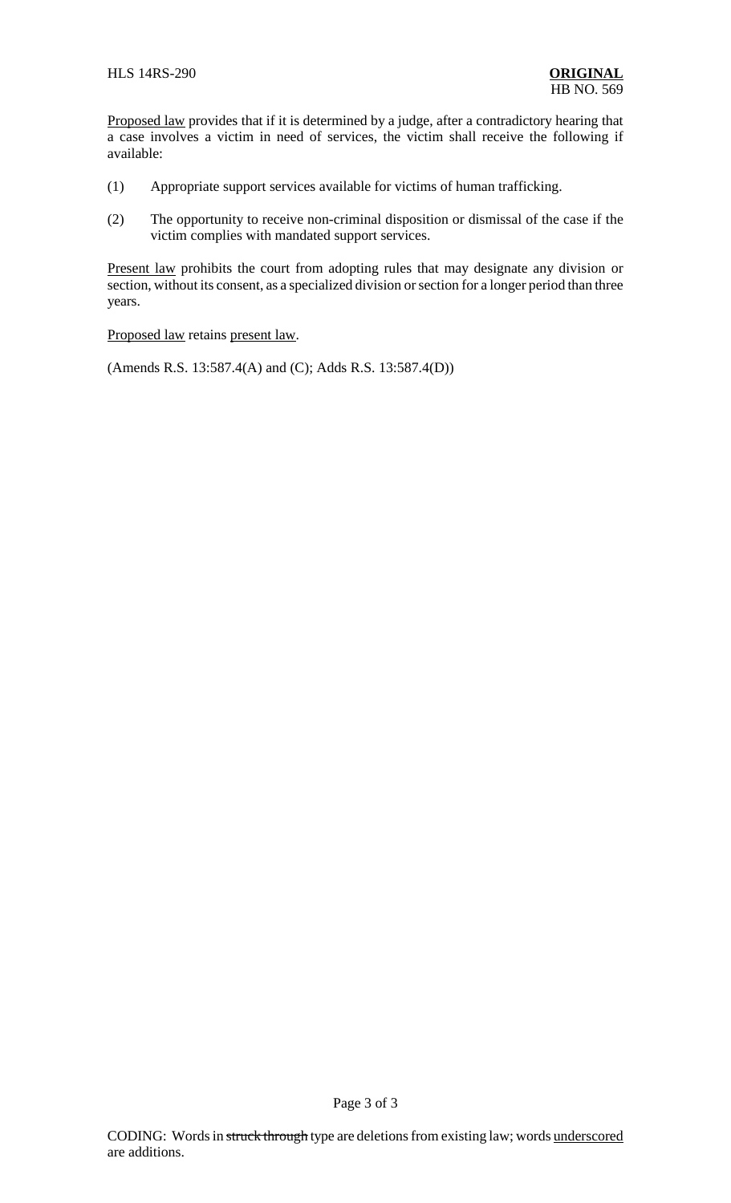Proposed law provides that if it is determined by a judge, after a contradictory hearing that a case involves a victim in need of services, the victim shall receive the following if available:

(1) Appropriate support services available for victims of human trafficking.

(2) The opportunity to receive non-criminal disposition or dismissal of the case if the victim complies with mandated support services.

Present law prohibits the court from adopting rules that may designate any division or section, without its consent, as a specialized division or section for a longer period than three years.

Proposed law retains present law.

(Amends R.S. 13:587.4(A) and (C); Adds R.S. 13:587.4(D))

CODING: Words in ~~struck through~~ type are deletions from existing law; words underscored are additions.